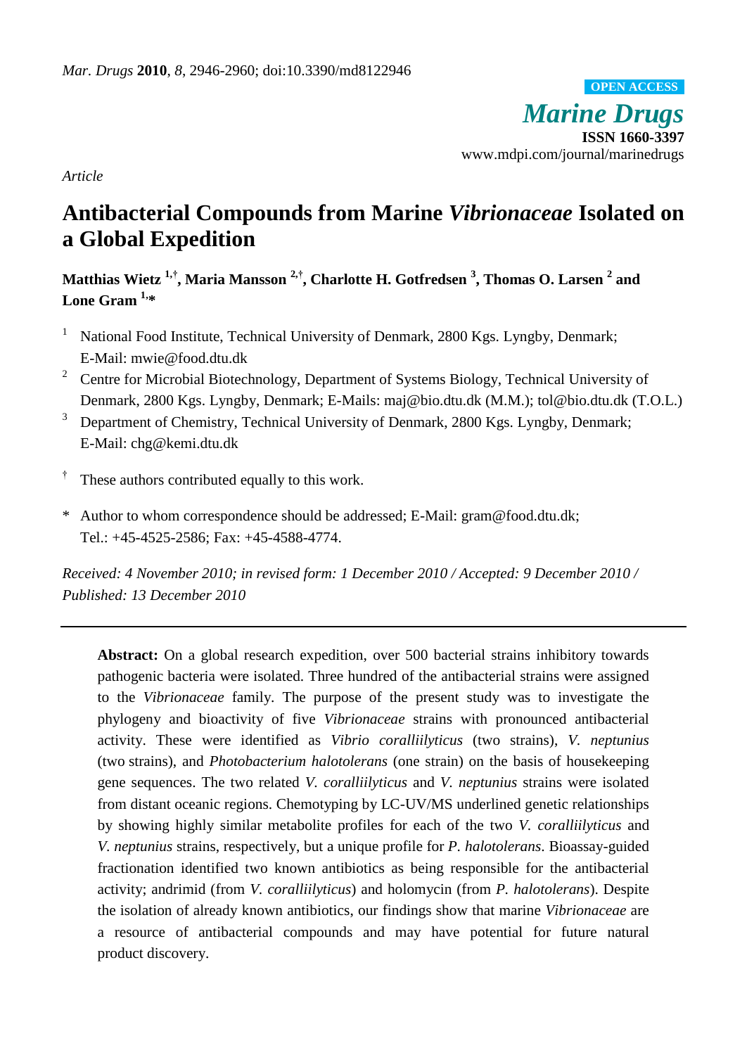*Mar. Drugs* **2010**, *8*, 2946-2960; doi:10.3390/md8122946

**OPEN ACCESS**

*Marine Drugs*

**ISSN 1660-3397**

www.mdpi.com/journal/marinedrugs

*Article*

# Antibacterial Compounds from Marine *Vibrionaceae* Isolated on a Global Expedition

**Matthias Wietz [1,†], Maria Mansson [2,†], Charlotte H. Gotfredsen [3], Thomas O. Larsen [2] and Lone Gram [1,*]**

[1] National Food Institute, Technical University of Denmark, 2800 Kgs. Lyngby, Denmark; E-Mail: mwie@food.dtu.dk

[2] Centre for Microbial Biotechnology, Department of Systems Biology, Technical University of Denmark, 2800 Kgs. Lyngby, Denmark; E-Mails: maj@bio.dtu.dk (M.M.); tol@bio.dtu.dk (T.O.L.)

[3] Department of Chemistry, Technical University of Denmark, 2800 Kgs. Lyngby, Denmark; E-Mail: chg@kemi.dtu.dk

[†] These authors contributed equally to this work.

\* Author to whom correspondence should be addressed; E-Mail: gram@food.dtu.dk; Tel.: +45-4525-2586; Fax: +45-4588-4774.

*Received: 4 November 2010; in revised form: 1 December 2010 / Accepted: 9 December 2010 / Published: 13 December 2010*

---

**Abstract:** On a global research expedition, over 500 bacterial strains inhibitory towards pathogenic bacteria were isolated. Three hundred of the antibacterial strains were assigned to the *Vibrionaceae* family. The purpose of the present study was to investigate the phylogeny and bioactivity of five *Vibrionaceae* strains with pronounced antibacterial activity. These were identified as *Vibrio coralliilyticus* (two strains), *V. neptunius* (two strains), and *Photobacterium halotolerans* (one strain) on the basis of housekeeping gene sequences. The two related *V. coralliilyticus* and *V. neptunius* strains were isolated from distant oceanic regions. Chemotyping by LC-UV/MS underlined genetic relationships by showing highly similar metabolite profiles for each of the two *V. coralliilyticus* and *V. neptunius* strains, respectively, but a unique profile for *P. halotolerans*. Bioassay-guided fractionation identified two known antibiotics as being responsible for the antibacterial activity; andrimid (from *V. coralliilyticus*) and holomycin (from *P. halotolerans*). Despite the isolation of already known antibiotics, our findings show that marine *Vibrionaceae* are a resource of antibacterial compounds and may have potential for future natural product discovery.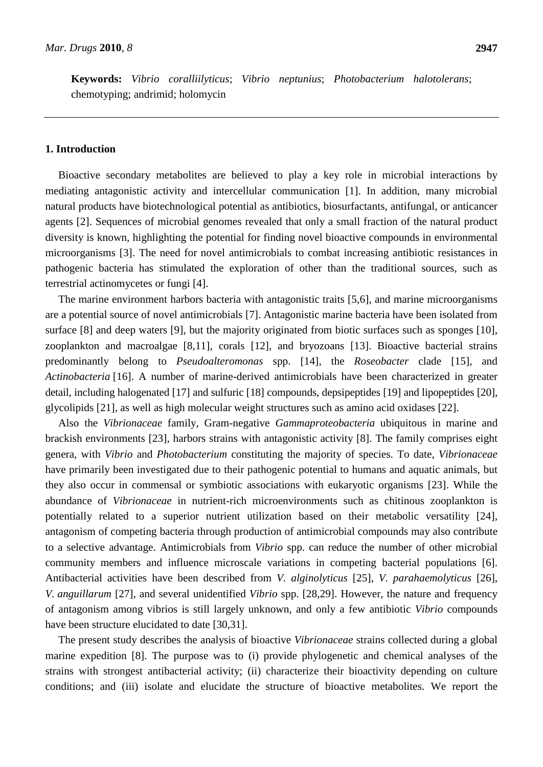**Keywords:** *Vibrio coralliilyticus*; *Vibrio neptunius*; *Photobacterium halotolerans*; chemotyping; andrimid; holomycin

## 1. Introduction

Bioactive secondary metabolites are believed to play a key role in microbial interactions by mediating antagonistic activity and intercellular communication [1]. In addition, many microbial natural products have biotechnological potential as antibiotics, biosurfactants, antifungal, or anticancer agents [2]. Sequences of microbial genomes revealed that only a small fraction of the natural product diversity is known, highlighting the potential for finding novel bioactive compounds in environmental microorganisms [3]. The need for novel antimicrobials to combat increasing antibiotic resistances in pathogenic bacteria has stimulated the exploration of other than the traditional sources, such as terrestrial actinomycetes or fungi [4].

The marine environment harbors bacteria with antagonistic traits [5,6], and marine microorganisms are a potential source of novel antimicrobials [7]. Antagonistic marine bacteria have been isolated from surface [8] and deep waters [9], but the majority originated from biotic surfaces such as sponges [10], zooplankton and macroalgae [8,11], corals [12], and bryozoans [13]. Bioactive bacterial strains predominantly belong to *Pseudoalteromonas* spp. [14], the *Roseobacter* clade [15], and *Actinobacteria* [16]. A number of marine-derived antimicrobials have been characterized in greater detail, including halogenated [17] and sulfuric [18] compounds, depsipeptides [19] and lipopeptides [20], glycolipids [21], as well as high molecular weight structures such as amino acid oxidases [22].

Also the *Vibrionaceae* family, Gram-negative *Gammaproteobacteria* ubiquitous in marine and brackish environments [23], harbors strains with antagonistic activity [8]. The family comprises eight genera, with *Vibrio* and *Photobacterium* constituting the majority of species. To date, *Vibrionaceae* have primarily been investigated due to their pathogenic potential to humans and aquatic animals, but they also occur in commensal or symbiotic associations with eukaryotic organisms [23]. While the abundance of *Vibrionaceae* in nutrient-rich microenvironments such as chitinous zooplankton is potentially related to a superior nutrient utilization based on their metabolic versatility [24], antagonism of competing bacteria through production of antimicrobial compounds may also contribute to a selective advantage. Antimicrobials from *Vibrio* spp. can reduce the number of other microbial community members and influence microscale variations in competing bacterial populations [6]. Antibacterial activities have been described from *V. alginolyticus* [25], *V. parahaemolyticus* [26], *V. anguillarum* [27], and several unidentified *Vibrio* spp. [28,29]. However, the nature and frequency of antagonism among vibrios is still largely unknown, and only a few antibiotic *Vibrio* compounds have been structure elucidated to date [30,31].

The present study describes the analysis of bioactive *Vibrionaceae* strains collected during a global marine expedition [8]. The purpose was to (i) provide phylogenetic and chemical analyses of the strains with strongest antibacterial activity; (ii) characterize their bioactivity depending on culture conditions; and (iii) isolate and elucidate the structure of bioactive metabolites. We report the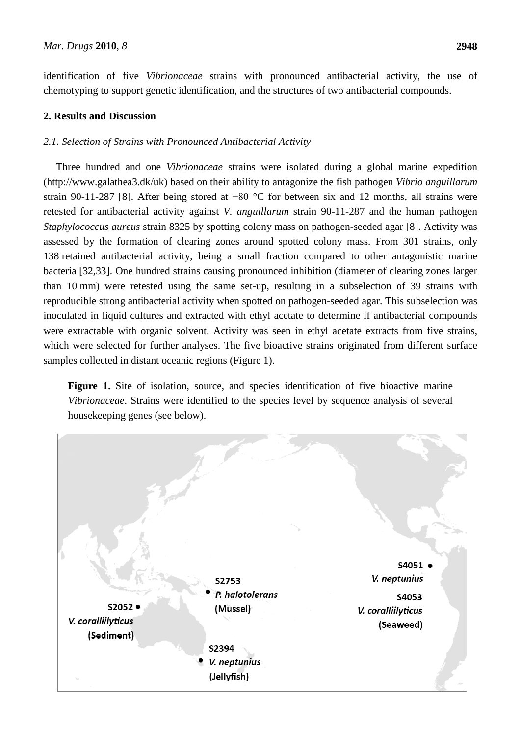identification of five *Vibrionaceae* strains with pronounced antibacterial activity, the use of chemotyping to support genetic identification, and the structures of two antibacterial compounds.

## 2. Results and Discussion

### 2.1. Selection of Strains with Pronounced Antibacterial Activity

Three hundred and one *Vibrionaceae* strains were isolated during a global marine expedition (http://www.galathea3.dk/uk) based on their ability to antagonize the fish pathogen *Vibrio anguillarum* strain 90-11-287 [8]. After being stored at −80 °C for between six and 12 months, all strains were retested for antibacterial activity against *V. anguillarum* strain 90-11-287 and the human pathogen *Staphylococcus aureus* strain 8325 by spotting colony mass on pathogen-seeded agar [8]. Activity was assessed by the formation of clearing zones around spotted colony mass. From 301 strains, only 138 retained antibacterial activity, being a small fraction compared to other antagonistic marine bacteria [32,33]. One hundred strains causing pronounced inhibition (diameter of clearing zones larger than 10 mm) were retested using the same set-up, resulting in a subselection of 39 strains with reproducible strong antibacterial activity when spotted on pathogen-seeded agar. This subselection was inoculated in liquid cultures and extracted with ethyl acetate to determine if antibacterial compounds were extractable with organic solvent. Activity was seen in ethyl acetate extracts from five strains, which were selected for further analyses. The five bioactive strains originated from different surface samples collected in distant oceanic regions (Figure 1).

**Figure 1.** Site of isolation, source, and species identification of five bioactive marine *Vibrionaceae*. Strains were identified to the species level by sequence analysis of several housekeeping genes (see below).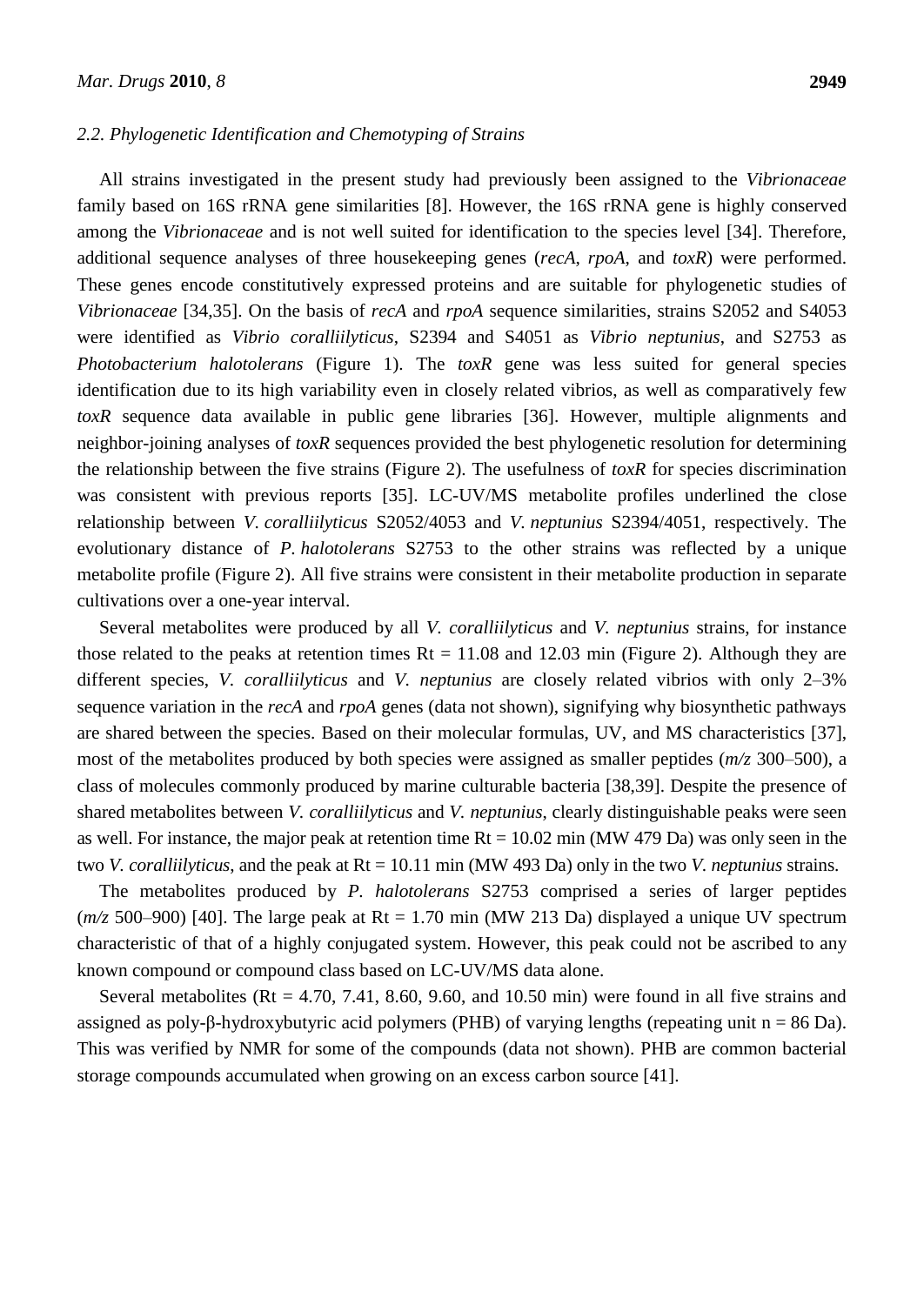### 2.2. Phylogenetic Identification and Chemotyping of Strains

All strains investigated in the present study had previously been assigned to the *Vibrionaceae* family based on 16S rRNA gene similarities [8]. However, the 16S rRNA gene is highly conserved among the *Vibrionaceae* and is not well suited for identification to the species level [34]. Therefore, additional sequence analyses of three housekeeping genes (*recA*, *rpoA*, and *toxR*) were performed. These genes encode constitutively expressed proteins and are suitable for phylogenetic studies of *Vibrionaceae* [34,35]. On the basis of *recA* and *rpoA* sequence similarities, strains S2052 and S4053 were identified as *Vibrio coralliilyticus*, S2394 and S4051 as *Vibrio neptunius*, and S2753 as *Photobacterium halotolerans* (Figure 1). The *toxR* gene was less suited for general species identification due to its high variability even in closely related vibrios, as well as comparatively few *toxR* sequence data available in public gene libraries [36]. However, multiple alignments and neighbor-joining analyses of *toxR* sequences provided the best phylogenetic resolution for determining the relationship between the five strains (Figure 2). The usefulness of *toxR* for species discrimination was consistent with previous reports [35]. LC-UV/MS metabolite profiles underlined the close relationship between *V. coralliilyticus* S2052/4053 and *V. neptunius* S2394/4051, respectively. The evolutionary distance of *P. halotolerans* S2753 to the other strains was reflected by a unique metabolite profile (Figure 2). All five strains were consistent in their metabolite production in separate cultivations over a one-year interval.

Several metabolites were produced by all *V. coralliilyticus* and *V. neptunius* strains, for instance those related to the peaks at retention times Rt = 11.08 and 12.03 min (Figure 2). Although they are different species, *V. coralliilyticus* and *V. neptunius* are closely related vibrios with only 2–3% sequence variation in the *recA* and *rpoA* genes (data not shown), signifying why biosynthetic pathways are shared between the species. Based on their molecular formulas, UV, and MS characteristics [37], most of the metabolites produced by both species were assigned as smaller peptides (*m/z* 300–500), a class of molecules commonly produced by marine culturable bacteria [38,39]. Despite the presence of shared metabolites between *V. coralliilyticus* and *V. neptunius*, clearly distinguishable peaks were seen as well. For instance, the major peak at retention time Rt = 10.02 min (MW 479 Da) was only seen in the two *V. coralliilyticus*, and the peak at Rt = 10.11 min (MW 493 Da) only in the two *V. neptunius* strains.

The metabolites produced by *P. halotolerans* S2753 comprised a series of larger peptides (*m/z* 500–900) [40]. The large peak at Rt = 1.70 min (MW 213 Da) displayed a unique UV spectrum characteristic of that of a highly conjugated system. However, this peak could not be ascribed to any known compound or compound class based on LC-UV/MS data alone.

Several metabolites (Rt = 4.70, 7.41, 8.60, 9.60, and 10.50 min) were found in all five strains and assigned as poly-β-hydroxybutyric acid polymers (PHB) of varying lengths (repeating unit n = 86 Da). This was verified by NMR for some of the compounds (data not shown). PHB are common bacterial storage compounds accumulated when growing on an excess carbon source [41].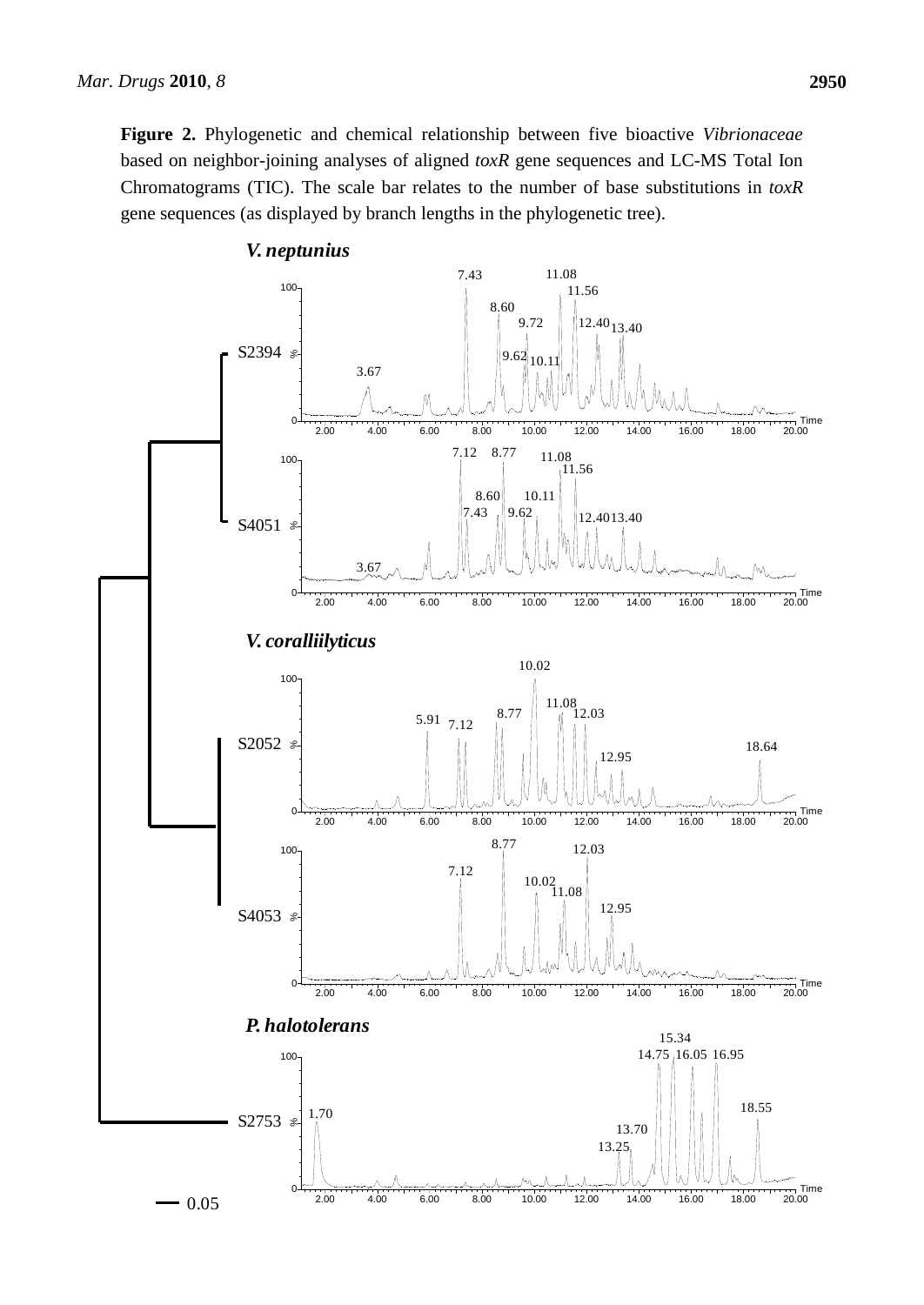**Figure 2.** Phylogenetic and chemical relationship between five bioactive *Vibrionaceae* based on neighbor-joining analyses of aligned *toxR* gene sequences and LC-MS Total Ion Chromatograms (TIC). The scale bar relates to the number of base substitutions in *toxR* gene sequences (as displayed by branch lengths in the phylogenetic tree).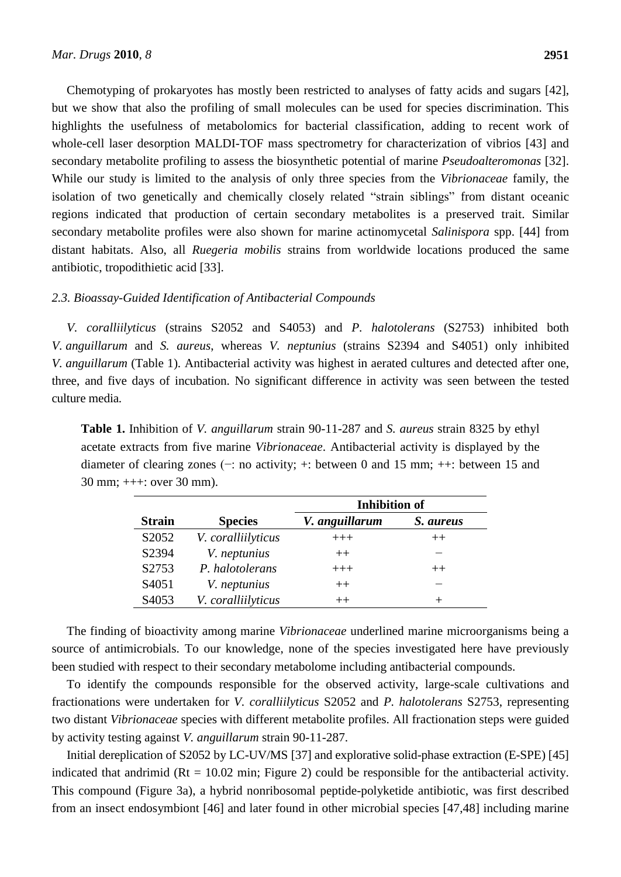Chemotyping of prokaryotes has mostly been restricted to analyses of fatty acids and sugars [42], but we show that also the profiling of small molecules can be used for species discrimination. This highlights the usefulness of metabolomics for bacterial classification, adding to recent work of whole-cell laser desorption MALDI-TOF mass spectrometry for characterization of vibrios [43] and secondary metabolite profiling to assess the biosynthetic potential of marine *Pseudoalteromonas* [32]. While our study is limited to the analysis of only three species from the *Vibrionaceae* family, the isolation of two genetically and chemically closely related "strain siblings" from distant oceanic regions indicated that production of certain secondary metabolites is a preserved trait. Similar secondary metabolite profiles were also shown for marine actinomycetal *Salinispora* spp. [44] from distant habitats. Also, all *Ruegeria mobilis* strains from worldwide locations produced the same antibiotic, tropodithietic acid [33].

### 2.3. Bioassay-Guided Identification of Antibacterial Compounds

*V. coralliilyticus* (strains S2052 and S4053) and *P. halotolerans* (S2753) inhibited both *V. anguillarum* and *S. aureus*, whereas *V. neptunius* (strains S2394 and S4051) only inhibited *V. anguillarum* (Table 1). Antibacterial activity was highest in aerated cultures and detected after one, three, and five days of incubation. No significant difference in activity was seen between the tested culture media.

**Table 1.** Inhibition of *V. anguillarum* strain 90-11-287 and *S. aureus* strain 8325 by ethyl acetate extracts from five marine *Vibrionaceae*. Antibacterial activity is displayed by the diameter of clearing zones (−: no activity; +: between 0 and 15 mm; ++: between 15 and 30 mm; +++: over 30 mm).

| | | Inhibition of | |
|---|---|---|---|
| **Strain** | **Species** | ***V. anguillarum*** | ***S. aureus*** |
| S2052 | *V. coralliilyticus* | +++ | ++ |
| S2394 | *V. neptunius* | ++ | − |
| S2753 | *P. halotolerans* | +++ | ++ |
| S4051 | *V. neptunius* | ++ | − |
| S4053 | *V. coralliilyticus* | ++ | + |

The finding of bioactivity among marine *Vibrionaceae* underlined marine microorganisms being a source of antimicrobials. To our knowledge, none of the species investigated here have previously been studied with respect to their secondary metabolome including antibacterial compounds.

To identify the compounds responsible for the observed activity, large-scale cultivations and fractionations were undertaken for *V. coralliilyticus* S2052 and *P. halotolerans* S2753, representing two distant *Vibrionaceae* species with different metabolite profiles. All fractionation steps were guided by activity testing against *V. anguillarum* strain 90-11-287.

Initial dereplication of S2052 by LC-UV/MS [37] and explorative solid-phase extraction (E-SPE) [45] indicated that andrimid (Rt = 10.02 min; Figure 2) could be responsible for the antibacterial activity. This compound (Figure 3a), a hybrid nonribosomal peptide-polyketide antibiotic, was first described from an insect endosymbiont [46] and later found in other microbial species [47,48] including marine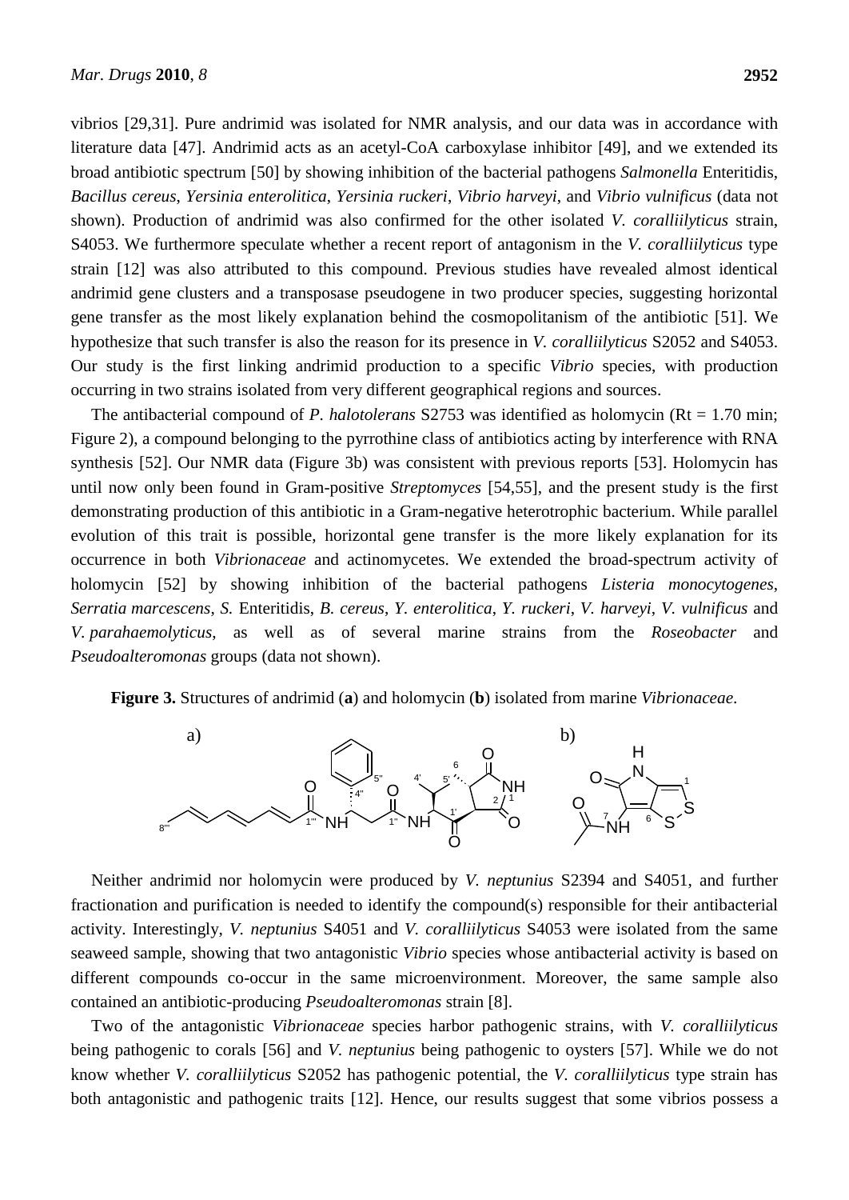vibrios [29,31]. Pure andrimid was isolated for NMR analysis, and our data was in accordance with literature data [47]. Andrimid acts as an acetyl-CoA carboxylase inhibitor [49], and we extended its broad antibiotic spectrum [50] by showing inhibition of the bacterial pathogens *Salmonella* Enteritidis, *Bacillus cereus*, *Yersinia enterolitica*, *Yersinia ruckeri*, *Vibrio harveyi*, and *Vibrio vulnificus* (data not shown). Production of andrimid was also confirmed for the other isolated *V. coralliilyticus* strain, S4053. We furthermore speculate whether a recent report of antagonism in the *V. coralliilyticus* type strain [12] was also attributed to this compound. Previous studies have revealed almost identical andrimid gene clusters and a transposase pseudogene in two producer species, suggesting horizontal gene transfer as the most likely explanation behind the cosmopolitanism of the antibiotic [51]. We hypothesize that such transfer is also the reason for its presence in *V. coralliilyticus* S2052 and S4053. Our study is the first linking andrimid production to a specific *Vibrio* species, with production occurring in two strains isolated from very different geographical regions and sources.

The antibacterial compound of *P. halotolerans* S2753 was identified as holomycin (Rt = 1.70 min; Figure 2), a compound belonging to the pyrrothine class of antibiotics acting by interference with RNA synthesis [52]. Our NMR data (Figure 3b) was consistent with previous reports [53]. Holomycin has until now only been found in Gram-positive *Streptomyces* [54,55], and the present study is the first demonstrating production of this antibiotic in a Gram-negative heterotrophic bacterium. While parallel evolution of this trait is possible, horizontal gene transfer is the more likely explanation for its occurrence in both *Vibrionaceae* and actinomycetes. We extended the broad-spectrum activity of holomycin [52] by showing inhibition of the bacterial pathogens *Listeria monocytogenes*, *Serratia marcescens*, *S.* Enteritidis, *B. cereus*, *Y. enterolitica*, *Y. ruckeri*, *V. harveyi*, *V. vulnificus* and *V. parahaemolyticus*, as well as of several marine strains from the *Roseobacter* and *Pseudoalteromonas* groups (data not shown).

**Figure 3.** Structures of andrimid (**a**) and holomycin (**b**) isolated from marine *Vibrionaceae*.

Neither andrimid nor holomycin were produced by *V. neptunius* S2394 and S4051, and further fractionation and purification is needed to identify the compound(s) responsible for their antibacterial activity. Interestingly, *V. neptunius* S4051 and *V. coralliilyticus* S4053 were isolated from the same seaweed sample, showing that two antagonistic *Vibrio* species whose antibacterial activity is based on different compounds co-occur in the same microenvironment. Moreover, the same sample also contained an antibiotic-producing *Pseudoalteromonas* strain [8].

Two of the antagonistic *Vibrionaceae* species harbor pathogenic strains, with *V. coralliilyticus* being pathogenic to corals [56] and *V. neptunius* being pathogenic to oysters [57]. While we do not know whether *V. coralliilyticus* S2052 has pathogenic potential, the *V. coralliilyticus* type strain has both antagonistic and pathogenic traits [12]. Hence, our results suggest that some vibrios possess a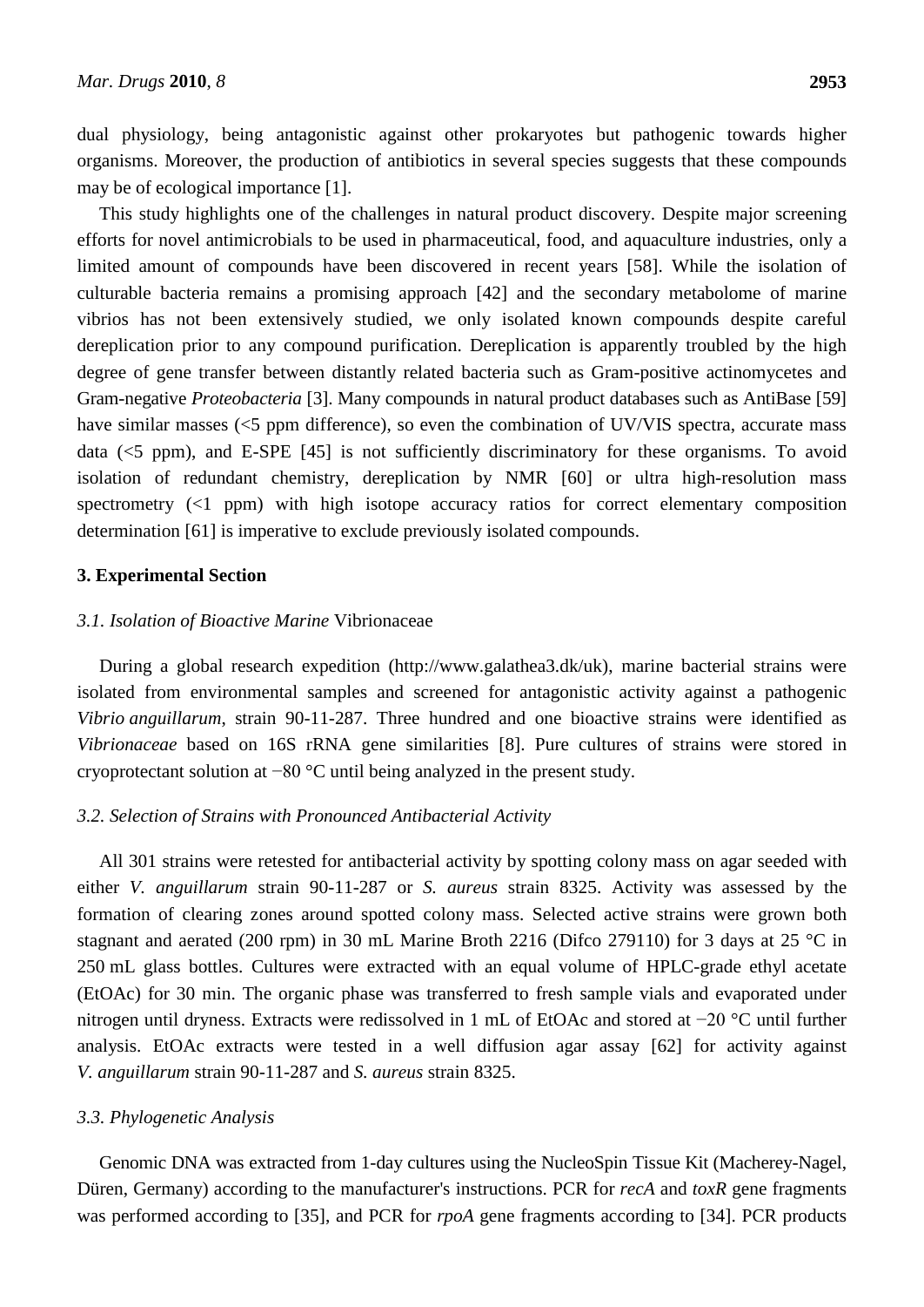dual physiology, being antagonistic against other prokaryotes but pathogenic towards higher organisms. Moreover, the production of antibiotics in several species suggests that these compounds may be of ecological importance [1].

This study highlights one of the challenges in natural product discovery. Despite major screening efforts for novel antimicrobials to be used in pharmaceutical, food, and aquaculture industries, only a limited amount of compounds have been discovered in recent years [58]. While the isolation of culturable bacteria remains a promising approach [42] and the secondary metabolome of marine vibrios has not been extensively studied, we only isolated known compounds despite careful dereplication prior to any compound purification. Dereplication is apparently troubled by the high degree of gene transfer between distantly related bacteria such as Gram-positive actinomycetes and Gram-negative *Proteobacteria* [3]. Many compounds in natural product databases such as AntiBase [59] have similar masses (<5 ppm difference), so even the combination of UV/VIS spectra, accurate mass data (<5 ppm), and E-SPE [45] is not sufficiently discriminatory for these organisms. To avoid isolation of redundant chemistry, dereplication by NMR [60] or ultra high-resolution mass spectrometry (<1 ppm) with high isotope accuracy ratios for correct elementary composition determination [61] is imperative to exclude previously isolated compounds.

## 3. Experimental Section

### *3.1. Isolation of Bioactive Marine* Vibrionaceae

During a global research expedition (http://www.galathea3.dk/uk), marine bacterial strains were isolated from environmental samples and screened for antagonistic activity against a pathogenic *Vibrio anguillarum*, strain 90-11-287. Three hundred and one bioactive strains were identified as *Vibrionaceae* based on 16S rRNA gene similarities [8]. Pure cultures of strains were stored in cryoprotectant solution at −80 °C until being analyzed in the present study.

### *3.2. Selection of Strains with Pronounced Antibacterial Activity*

All 301 strains were retested for antibacterial activity by spotting colony mass on agar seeded with either *V. anguillarum* strain 90-11-287 or *S. aureus* strain 8325. Activity was assessed by the formation of clearing zones around spotted colony mass. Selected active strains were grown both stagnant and aerated (200 rpm) in 30 mL Marine Broth 2216 (Difco 279110) for 3 days at 25 °C in 250 mL glass bottles. Cultures were extracted with an equal volume of HPLC-grade ethyl acetate (EtOAc) for 30 min. The organic phase was transferred to fresh sample vials and evaporated under nitrogen until dryness. Extracts were redissolved in 1 mL of EtOAc and stored at −20 °C until further analysis. EtOAc extracts were tested in a well diffusion agar assay [62] for activity against *V. anguillarum* strain 90-11-287 and *S. aureus* strain 8325.

### *3.3. Phylogenetic Analysis*

Genomic DNA was extracted from 1-day cultures using the NucleoSpin Tissue Kit (Macherey-Nagel, Düren, Germany) according to the manufacturer's instructions. PCR for *recA* and *toxR* gene fragments was performed according to [35], and PCR for *rpoA* gene fragments according to [34]. PCR products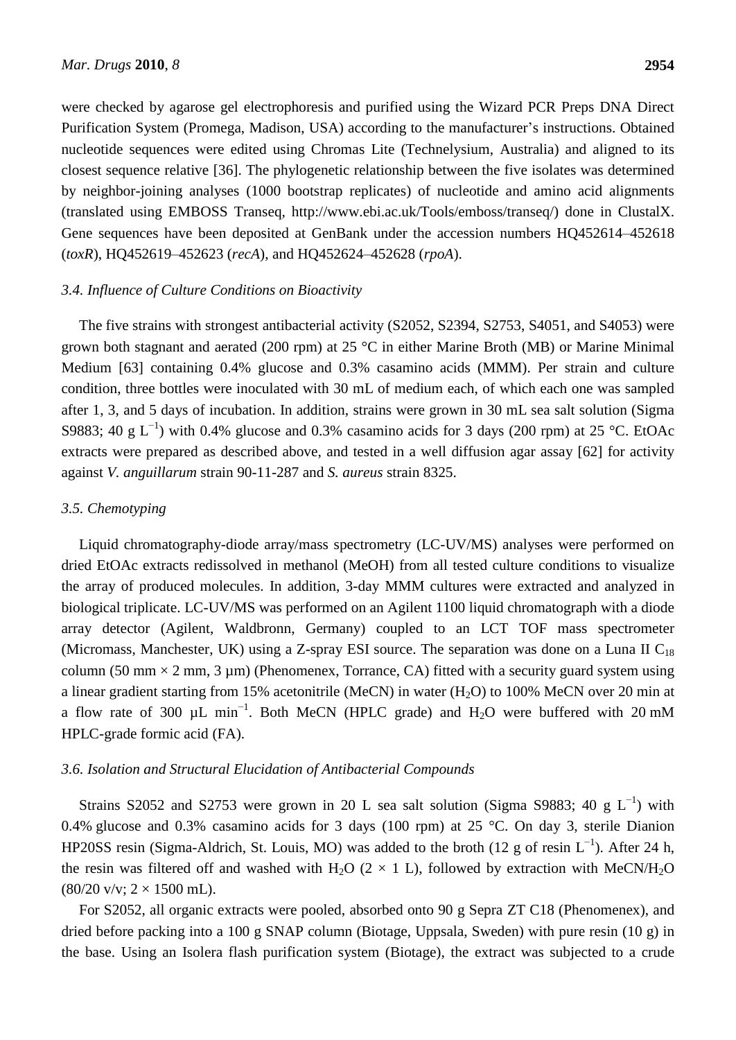were checked by agarose gel electrophoresis and purified using the Wizard PCR Preps DNA Direct Purification System (Promega, Madison, USA) according to the manufacturer's instructions. Obtained nucleotide sequences were edited using Chromas Lite (Technelysium, Australia) and aligned to its closest sequence relative [36]. The phylogenetic relationship between the five isolates was determined by neighbor-joining analyses (1000 bootstrap replicates) of nucleotide and amino acid alignments (translated using EMBOSS Transeq, http://www.ebi.ac.uk/Tools/emboss/transeq/) done in ClustalX. Gene sequences have been deposited at GenBank under the accession numbers HQ452614–452618 (*toxR*), HQ452619–452623 (*recA*), and HQ452624–452628 (*rpoA*).

### *3.4. Influence of Culture Conditions on Bioactivity*

The five strains with strongest antibacterial activity (S2052, S2394, S2753, S4051, and S4053) were grown both stagnant and aerated (200 rpm) at 25 °C in either Marine Broth (MB) or Marine Minimal Medium [63] containing 0.4% glucose and 0.3% casamino acids (MMM). Per strain and culture condition, three bottles were inoculated with 30 mL of medium each, of which each one was sampled after 1, 3, and 5 days of incubation. In addition, strains were grown in 30 mL sea salt solution (Sigma S9883; 40 g $L^{-1}$) with 0.4% glucose and 0.3% casamino acids for 3 days (200 rpm) at 25 °C. EtOAc extracts were prepared as described above, and tested in a well diffusion agar assay [62] for activity against *V. anguillarum* strain 90-11-287 and *S. aureus* strain 8325.

### *3.5. Chemotyping*

Liquid chromatography-diode array/mass spectrometry (LC-UV/MS) analyses were performed on dried EtOAc extracts redissolved in methanol (MeOH) from all tested culture conditions to visualize the array of produced molecules. In addition, 3-day MMM cultures were extracted and analyzed in biological triplicate. LC-UV/MS was performed on an Agilent 1100 liquid chromatograph with a diode array detector (Agilent, Waldbronn, Germany) coupled to an LCT TOF mass spectrometer (Micromass, Manchester, UK) using a Z-spray ESI source. The separation was done on a Luna II $C_{18}$ column (50 mm × 2 mm, 3 µm) (Phenomenex, Torrance, CA) fitted with a security guard system using a linear gradient starting from 15% acetonitrile (MeCN) in water ($H_2O$) to 100% MeCN over 20 min at a flow rate of 300 µL $min^{-1}$. Both MeCN (HPLC grade) and $H_2O$ were buffered with 20 mM HPLC-grade formic acid (FA).

### *3.6. Isolation and Structural Elucidation of Antibacterial Compounds*

Strains S2052 and S2753 were grown in 20 L sea salt solution (Sigma S9883; 40 g $L^{-1}$) with 0.4% glucose and 0.3% casamino acids for 3 days (100 rpm) at 25 °C. On day 3, sterile Dianion HP20SS resin (Sigma-Aldrich, St. Louis, MO) was added to the broth (12 g of resin $L^{-1}$). After 24 h, the resin was filtered off and washed with $H_2O$ (2 × 1 L), followed by extraction with MeCN/$H_2O$ (80/20 v/v; 2 × 1500 mL).

For S2052, all organic extracts were pooled, absorbed onto 90 g Sepra ZT C18 (Phenomenex), and dried before packing into a 100 g SNAP column (Biotage, Uppsala, Sweden) with pure resin (10 g) in the base. Using an Isolera flash purification system (Biotage), the extract was subjected to a crude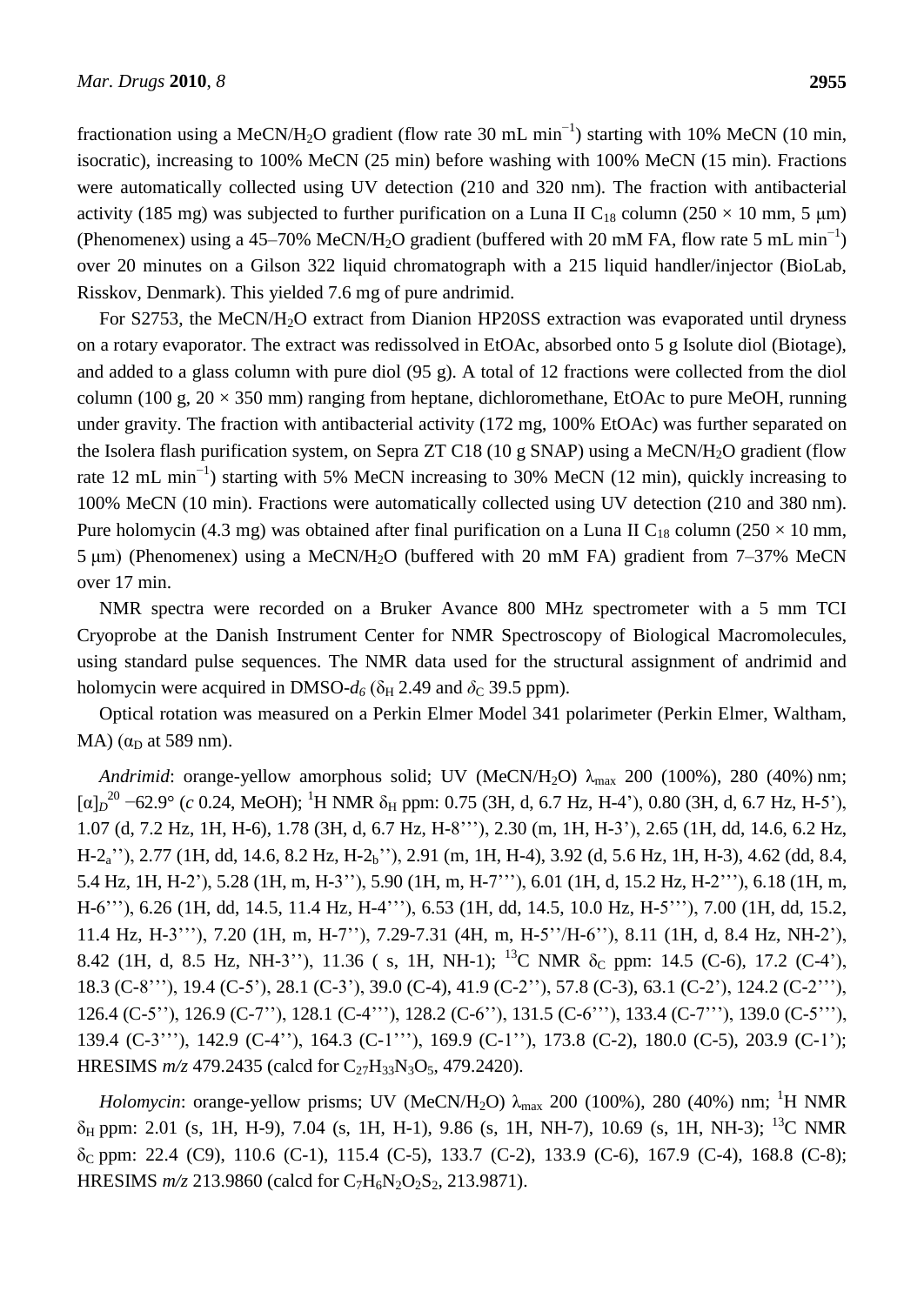fractionation using a MeCN/$H_2O$ gradient (flow rate 30 mL $min^{-1}$) starting with 10% MeCN (10 min, isocratic), increasing to 100% MeCN (25 min) before washing with 100% MeCN (15 min). Fractions were automatically collected using UV detection (210 and 320 nm). The fraction with antibacterial activity (185 mg) was subjected to further purification on a Luna II $C_{18}$ column (250 × 10 mm, 5 μm) (Phenomenex) using a 45–70% MeCN/$H_2O$ gradient (buffered with 20 mM FA, flow rate 5 mL $min^{-1}$) over 20 minutes on a Gilson 322 liquid chromatograph with a 215 liquid handler/injector (BioLab, Risskov, Denmark). This yielded 7.6 mg of pure andrimid.

For S2753, the MeCN/$H_2O$ extract from Dianion HP20SS extraction was evaporated until dryness on a rotary evaporator. The extract was redissolved in EtOAc, absorbed onto 5 g Isolute diol (Biotage), and added to a glass column with pure diol (95 g). A total of 12 fractions were collected from the diol column (100 g, 20 × 350 mm) ranging from heptane, dichloromethane, EtOAc to pure MeOH, running under gravity. The fraction with antibacterial activity (172 mg, 100% EtOAc) was further separated on the Isolera flash purification system, on Sepra ZT C18 (10 g SNAP) using a MeCN/$H_2O$ gradient (flow rate 12 mL $min^{-1}$) starting with 5% MeCN increasing to 30% MeCN (12 min), quickly increasing to 100% MeCN (10 min). Fractions were automatically collected using UV detection (210 and 380 nm). Pure holomycin (4.3 mg) was obtained after final purification on a Luna II $C_{18}$ column (250 × 10 mm, 5 μm) (Phenomenex) using a MeCN/$H_2O$ (buffered with 20 mM FA) gradient from 7–37% MeCN over 17 min.

NMR spectra were recorded on a Bruker Avance 800 MHz spectrometer with a 5 mm TCI Cryoprobe at the Danish Instrument Center for NMR Spectroscopy of Biological Macromolecules, using standard pulse sequences. The NMR data used for the structural assignment of andrimid and holomycin were acquired in DMSO-$d_6$ ($\delta_H$ 2.49 and $\delta_C$ 39.5 ppm).

Optical rotation was measured on a Perkin Elmer Model 341 polarimeter (Perkin Elmer, Waltham, MA) ($\alpha_D$ at 589 nm).

*Andrimid*: orange-yellow amorphous solid; UV (MeCN/$H_2O$) $\lambda_{max}$ 200 (100%), 280 (40%) nm; $[\alpha]_D^{20}$ −62.9° (*c* 0.24, MeOH); $^1$H NMR $\delta_H$ ppm: 0.75 (3H, d, 6.7 Hz, H-4'), 0.80 (3H, d, 6.7 Hz, H-5'), 1.07 (d, 7.2 Hz, 1H, H-6), 1.78 (3H, d, 6.7 Hz, H-8'''), 2.30 (m, 1H, H-3'), 2.65 (1H, dd, 14.6, 6.2 Hz, H-2$_a$''), 2.77 (1H, dd, 14.6, 8.2 Hz, H-2$_b$''), 2.91 (m, 1H, H-4), 3.92 (d, 5.6 Hz, 1H, H-3), 4.62 (dd, 8.4, 5.4 Hz, 1H, H-2'), 5.28 (1H, m, H-3''), 5.90 (1H, m, H-7'''), 6.01 (1H, d, 15.2 Hz, H-2'''), 6.18 (1H, m, H-6'''), 6.26 (1H, dd, 14.5, 11.4 Hz, H-4'''), 6.53 (1H, dd, 14.5, 10.0 Hz, H-5'''), 7.00 (1H, dd, 15.2, 11.4 Hz, H-3'''), 7.20 (1H, m, H-7''), 7.29-7.31 (4H, m, H-5''/H-6''), 8.11 (1H, d, 8.4 Hz, NH-2'), 8.42 (1H, d, 8.5 Hz, NH-3''), 11.36 ( s, 1H, NH-1); $^{13}$C NMR $\delta_C$ ppm: 14.5 (C-6), 17.2 (C-4'), 18.3 (C-8'''), 19.4 (C-5'), 28.1 (C-3'), 39.0 (C-4), 41.9 (C-2''), 57.8 (C-3), 63.1 (C-2'), 124.2 (C-2'''), 126.4 (C-5''), 126.9 (C-7''), 128.1 (C-4'''), 128.2 (C-6''), 131.5 (C-6'''), 133.4 (C-7'''), 139.0 (C-5'''), 139.4 (C-3'''), 142.9 (C-4''), 164.3 (C-1'''), 169.9 (C-1''), 173.8 (C-2), 180.0 (C-5), 203.9 (C-1'); HRESIMS *m/z* 479.2435 (calcd for $C_{27}H_{33}N_3O_5$, 479.2420).

*Holomycin*: orange-yellow prisms; UV (MeCN/$H_2O$) $\lambda_{max}$ 200 (100%), 280 (40%) nm; $^1$H NMR $\delta_H$ ppm: 2.01 (s, 1H, H-9), 7.04 (s, 1H, H-1), 9.86 (s, 1H, NH-7), 10.69 (s, 1H, NH-3); $^{13}$C NMR $\delta_C$ ppm: 22.4 (C9), 110.6 (C-1), 115.4 (C-5), 133.7 (C-2), 133.9 (C-6), 167.9 (C-4), 168.8 (C-8); HRESIMS *m/z* 213.9860 (calcd for $C_7H_6N_2O_2S_2$, 213.9871).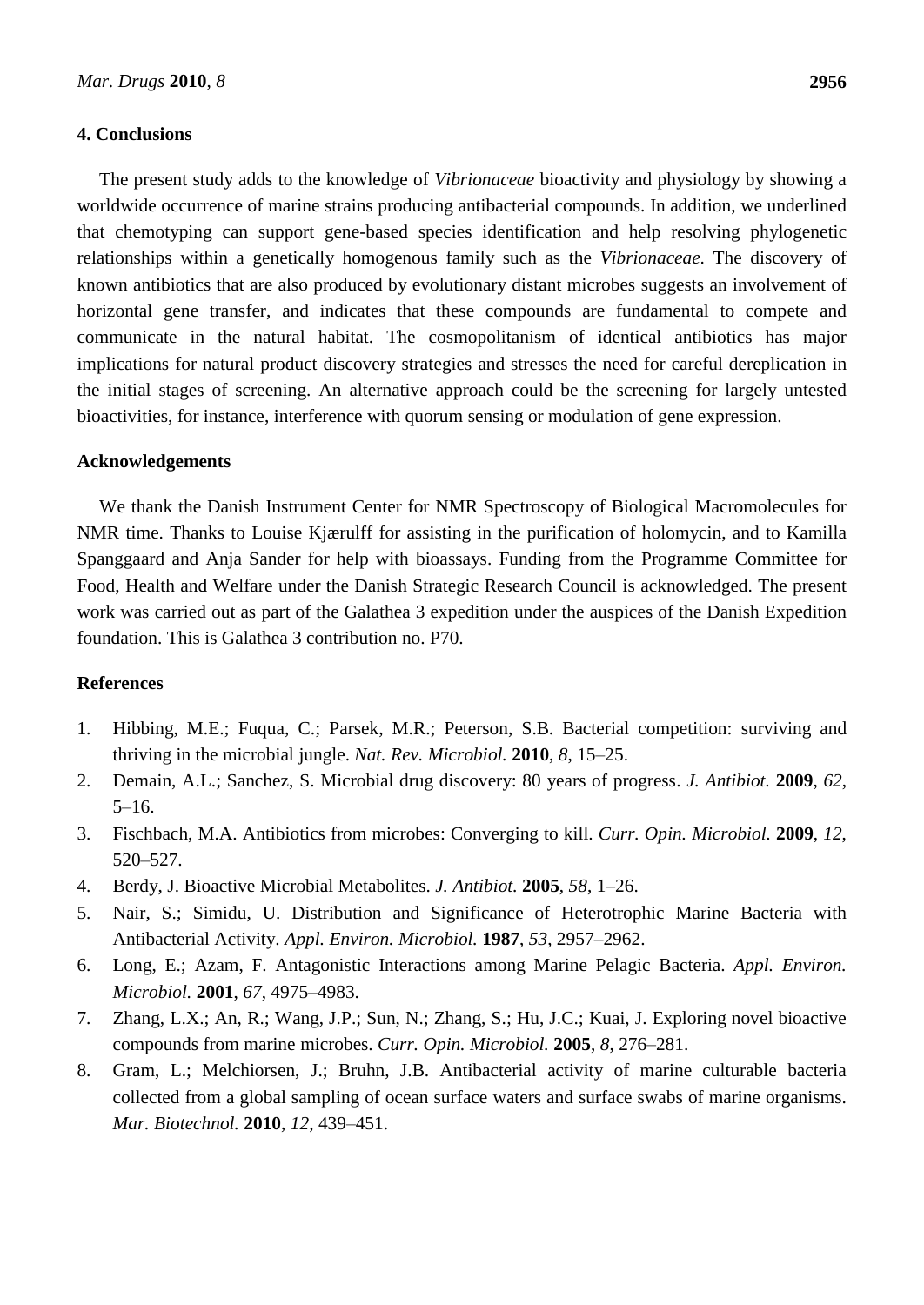## 4. Conclusions

The present study adds to the knowledge of *Vibrionaceae* bioactivity and physiology by showing a worldwide occurrence of marine strains producing antibacterial compounds. In addition, we underlined that chemotyping can support gene-based species identification and help resolving phylogenetic relationships within a genetically homogenous family such as the *Vibrionaceae*. The discovery of known antibiotics that are also produced by evolutionary distant microbes suggests an involvement of horizontal gene transfer, and indicates that these compounds are fundamental to compete and communicate in the natural habitat. The cosmopolitanism of identical antibiotics has major implications for natural product discovery strategies and stresses the need for careful dereplication in the initial stages of screening. An alternative approach could be the screening for largely untested bioactivities, for instance, interference with quorum sensing or modulation of gene expression.

## Acknowledgements

We thank the Danish Instrument Center for NMR Spectroscopy of Biological Macromolecules for NMR time. Thanks to Louise Kjærulff for assisting in the purification of holomycin, and to Kamilla Spanggaard and Anja Sander for help with bioassays. Funding from the Programme Committee for Food, Health and Welfare under the Danish Strategic Research Council is acknowledged. The present work was carried out as part of the Galathea 3 expedition under the auspices of the Danish Expedition foundation. This is Galathea 3 contribution no. P70.

## References

1. Hibbing, M.E.; Fuqua, C.; Parsek, M.R.; Peterson, S.B. Bacterial competition: surviving and thriving in the microbial jungle. *Nat. Rev. Microbiol.* **2010**, *8*, 15–25.
2. Demain, A.L.; Sanchez, S. Microbial drug discovery: 80 years of progress. *J. Antibiot.* **2009**, *62*, 5–16.
3. Fischbach, M.A. Antibiotics from microbes: Converging to kill. *Curr. Opin. Microbiol.* **2009**, *12*, 520–527.
4. Berdy, J. Bioactive Microbial Metabolites. *J. Antibiot.* **2005**, *58*, 1–26.
5. Nair, S.; Simidu, U. Distribution and Significance of Heterotrophic Marine Bacteria with Antibacterial Activity. *Appl. Environ. Microbiol.* **1987**, *53*, 2957–2962.
6. Long, E.; Azam, F. Antagonistic Interactions among Marine Pelagic Bacteria. *Appl. Environ. Microbiol.* **2001**, *67*, 4975–4983.
7. Zhang, L.X.; An, R.; Wang, J.P.; Sun, N.; Zhang, S.; Hu, J.C.; Kuai, J. Exploring novel bioactive compounds from marine microbes. *Curr. Opin. Microbiol.* **2005**, *8*, 276–281.
8. Gram, L.; Melchiorsen, J.; Bruhn, J.B. Antibacterial activity of marine culturable bacteria collected from a global sampling of ocean surface waters and surface swabs of marine organisms. *Mar. Biotechnol.* **2010**, *12*, 439–451.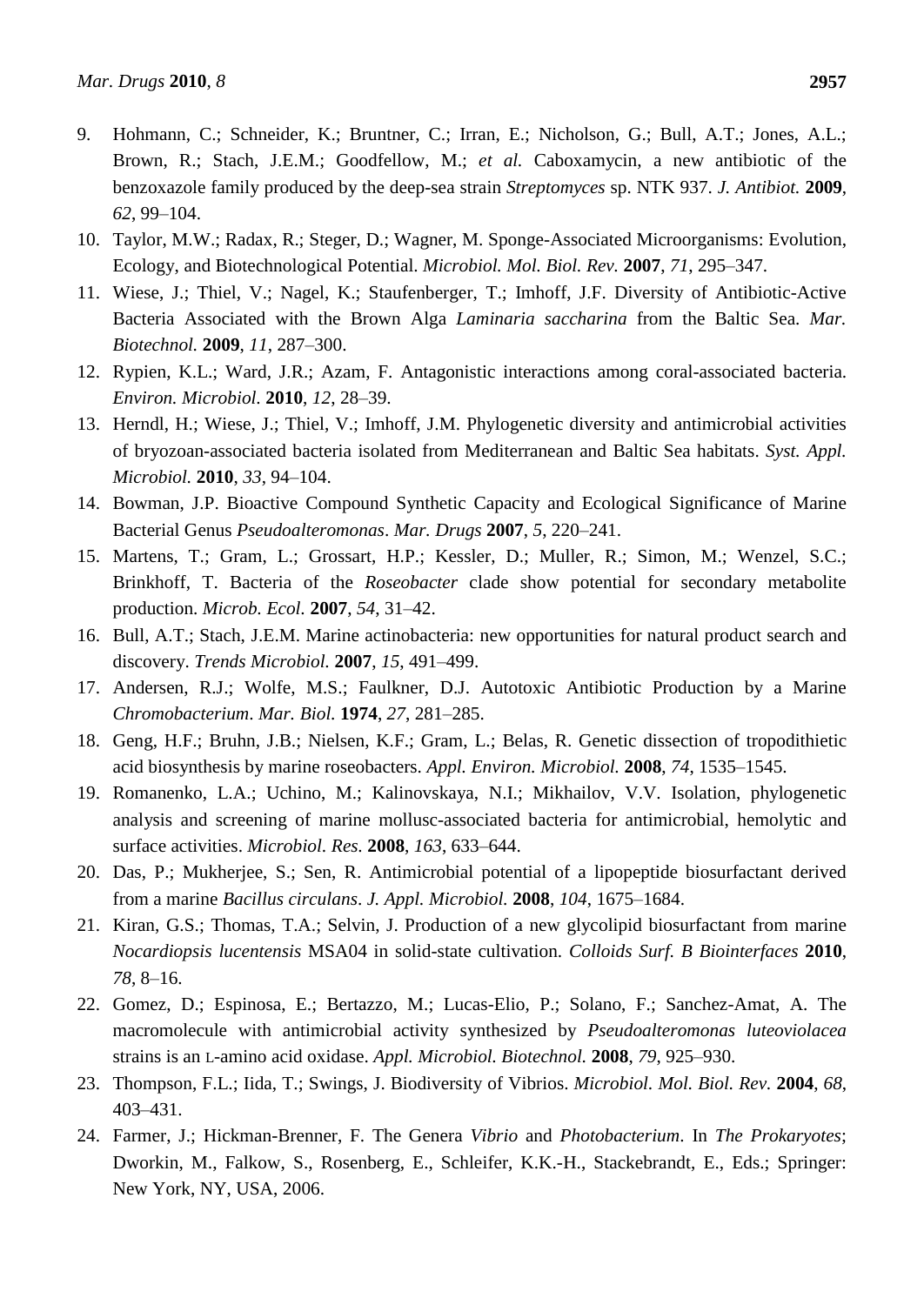9. Hohmann, C.; Schneider, K.; Bruntner, C.; Irran, E.; Nicholson, G.; Bull, A.T.; Jones, A.L.; Brown, R.; Stach, J.E.M.; Goodfellow, M.; *et al.* Caboxamycin, a new antibiotic of the benzoxazole family produced by the deep-sea strain *Streptomyces* sp. NTK 937. *J. Antibiot.* **2009**, *62*, 99–104.
10. Taylor, M.W.; Radax, R.; Steger, D.; Wagner, M. Sponge-Associated Microorganisms: Evolution, Ecology, and Biotechnological Potential. *Microbiol. Mol. Biol. Rev.* **2007**, *71*, 295–347.
11. Wiese, J.; Thiel, V.; Nagel, K.; Staufenberger, T.; Imhoff, J.F. Diversity of Antibiotic-Active Bacteria Associated with the Brown Alga *Laminaria saccharina* from the Baltic Sea. *Mar. Biotechnol.* **2009**, *11*, 287–300.
12. Rypien, K.L.; Ward, J.R.; Azam, F. Antagonistic interactions among coral-associated bacteria. *Environ. Microbiol.* **2010**, *12*, 28–39.
13. Herndl, H.; Wiese, J.; Thiel, V.; Imhoff, J.M. Phylogenetic diversity and antimicrobial activities of bryozoan-associated bacteria isolated from Mediterranean and Baltic Sea habitats. *Syst. Appl. Microbiol.* **2010**, *33*, 94–104.
14. Bowman, J.P. Bioactive Compound Synthetic Capacity and Ecological Significance of Marine Bacterial Genus *Pseudoalteromonas*. *Mar. Drugs* **2007**, *5*, 220–241.
15. Martens, T.; Gram, L.; Grossart, H.P.; Kessler, D.; Muller, R.; Simon, M.; Wenzel, S.C.; Brinkhoff, T. Bacteria of the *Roseobacter* clade show potential for secondary metabolite production. *Microb. Ecol.* **2007**, *54*, 31–42.
16. Bull, A.T.; Stach, J.E.M. Marine actinobacteria: new opportunities for natural product search and discovery. *Trends Microbiol.* **2007**, *15*, 491–499.
17. Andersen, R.J.; Wolfe, M.S.; Faulkner, D.J. Autotoxic Antibiotic Production by a Marine *Chromobacterium*. *Mar. Biol.* **1974**, *27*, 281–285.
18. Geng, H.F.; Bruhn, J.B.; Nielsen, K.F.; Gram, L.; Belas, R. Genetic dissection of tropodithietic acid biosynthesis by marine roseobacters. *Appl. Environ. Microbiol.* **2008**, *74*, 1535–1545.
19. Romanenko, L.A.; Uchino, M.; Kalinovskaya, N.I.; Mikhailov, V.V. Isolation, phylogenetic analysis and screening of marine mollusc-associated bacteria for antimicrobial, hemolytic and surface activities. *Microbiol. Res.* **2008**, *163*, 633–644.
20. Das, P.; Mukherjee, S.; Sen, R. Antimicrobial potential of a lipopeptide biosurfactant derived from a marine *Bacillus circulans*. *J. Appl. Microbiol.* **2008**, *104*, 1675–1684.
21. Kiran, G.S.; Thomas, T.A.; Selvin, J. Production of a new glycolipid biosurfactant from marine *Nocardiopsis lucentensis* MSA04 in solid-state cultivation. *Colloids Surf. B Biointerfaces* **2010**, *78*, 8–16.
22. Gomez, D.; Espinosa, E.; Bertazzo, M.; Lucas-Elio, P.; Solano, F.; Sanchez-Amat, A. The macromolecule with antimicrobial activity synthesized by *Pseudoalteromonas luteoviolacea* strains is an L-amino acid oxidase. *Appl. Microbiol. Biotechnol.* **2008**, *79*, 925–930.
23. Thompson, F.L.; Iida, T.; Swings, J. Biodiversity of Vibrios. *Microbiol. Mol. Biol. Rev.* **2004**, *68*, 403–431.
24. Farmer, J.; Hickman-Brenner, F. The Genera *Vibrio* and *Photobacterium*. In *The Prokaryotes*; Dworkin, M., Falkow, S., Rosenberg, E., Schleifer, K.K.-H., Stackebrandt, E., Eds.; Springer: New York, NY, USA, 2006.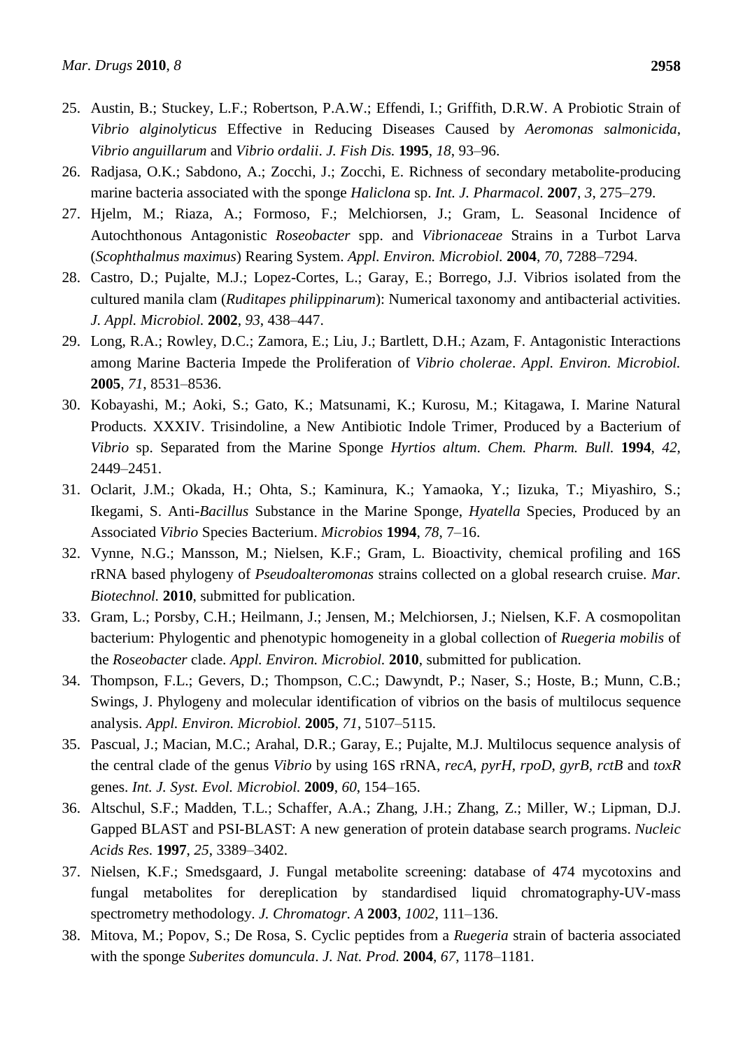25. Austin, B.; Stuckey, L.F.; Robertson, P.A.W.; Effendi, I.; Griffith, D.R.W. A Probiotic Strain of *Vibrio alginolyticus* Effective in Reducing Diseases Caused by *Aeromonas salmonicida*, *Vibrio anguillarum* and *Vibrio ordalii*. *J. Fish Dis.* **1995**, *18*, 93–96.
26. Radjasa, O.K.; Sabdono, A.; Zocchi, J.; Zocchi, E. Richness of secondary metabolite-producing marine bacteria associated with the sponge *Haliclona* sp. *Int. J. Pharmacol.* **2007**, *3*, 275–279.
27. Hjelm, M.; Riaza, A.; Formoso, F.; Melchiorsen, J.; Gram, L. Seasonal Incidence of Autochthonous Antagonistic *Roseobacter* spp. and *Vibrionaceae* Strains in a Turbot Larva (*Scophthalmus maximus*) Rearing System. *Appl. Environ. Microbiol.* **2004**, *70*, 7288–7294.
28. Castro, D.; Pujalte, M.J.; Lopez-Cortes, L.; Garay, E.; Borrego, J.J. Vibrios isolated from the cultured manila clam (*Ruditapes philippinarum*): Numerical taxonomy and antibacterial activities. *J. Appl. Microbiol.* **2002**, *93*, 438–447.
29. Long, R.A.; Rowley, D.C.; Zamora, E.; Liu, J.; Bartlett, D.H.; Azam, F. Antagonistic Interactions among Marine Bacteria Impede the Proliferation of *Vibrio cholerae*. *Appl. Environ. Microbiol.* **2005**, *71*, 8531–8536.
30. Kobayashi, M.; Aoki, S.; Gato, K.; Matsunami, K.; Kurosu, M.; Kitagawa, I. Marine Natural Products. XXXIV. Trisindoline, a New Antibiotic Indole Trimer, Produced by a Bacterium of *Vibrio* sp. Separated from the Marine Sponge *Hyrtios altum*. *Chem. Pharm. Bull.* **1994**, *42*, 2449–2451.
31. Oclarit, J.M.; Okada, H.; Ohta, S.; Kaminura, K.; Yamaoka, Y.; Iizuka, T.; Miyashiro, S.; Ikegami, S. Anti-*Bacillus* Substance in the Marine Sponge, *Hyatella* Species, Produced by an Associated *Vibrio* Species Bacterium. *Microbios* **1994**, *78*, 7–16.
32. Vynne, N.G.; Mansson, M.; Nielsen, K.F.; Gram, L. Bioactivity, chemical profiling and 16S rRNA based phylogeny of *Pseudoalteromonas* strains collected on a global research cruise. *Mar. Biotechnol.* **2010**, submitted for publication.
33. Gram, L.; Porsby, C.H.; Heilmann, J.; Jensen, M.; Melchiorsen, J.; Nielsen, K.F. A cosmopolitan bacterium: Phylogentic and phenotypic homogeneity in a global collection of *Ruegeria mobilis* of the *Roseobacter* clade. *Appl. Environ. Microbiol.* **2010**, submitted for publication.
34. Thompson, F.L.; Gevers, D.; Thompson, C.C.; Dawyndt, P.; Naser, S.; Hoste, B.; Munn, C.B.; Swings, J. Phylogeny and molecular identification of vibrios on the basis of multilocus sequence analysis. *Appl. Environ. Microbiol.* **2005**, *71*, 5107–5115.
35. Pascual, J.; Macian, M.C.; Arahal, D.R.; Garay, E.; Pujalte, M.J. Multilocus sequence analysis of the central clade of the genus *Vibrio* by using 16S rRNA, *recA*, *pyrH*, *rpoD*, *gyrB*, *rctB* and *toxR* genes. *Int. J. Syst. Evol. Microbiol.* **2009**, *60*, 154–165.
36. Altschul, S.F.; Madden, T.L.; Schaffer, A.A.; Zhang, J.H.; Zhang, Z.; Miller, W.; Lipman, D.J. Gapped BLAST and PSI-BLAST: A new generation of protein database search programs. *Nucleic Acids Res.* **1997**, *25*, 3389–3402.
37. Nielsen, K.F.; Smedsgaard, J. Fungal metabolite screening: database of 474 mycotoxins and fungal metabolites for dereplication by standardised liquid chromatography-UV-mass spectrometry methodology. *J. Chromatogr. A* **2003**, *1002*, 111–136.
38. Mitova, M.; Popov, S.; De Rosa, S. Cyclic peptides from a *Ruegeria* strain of bacteria associated with the sponge *Suberites domuncula*. *J. Nat. Prod.* **2004**, *67*, 1178–1181.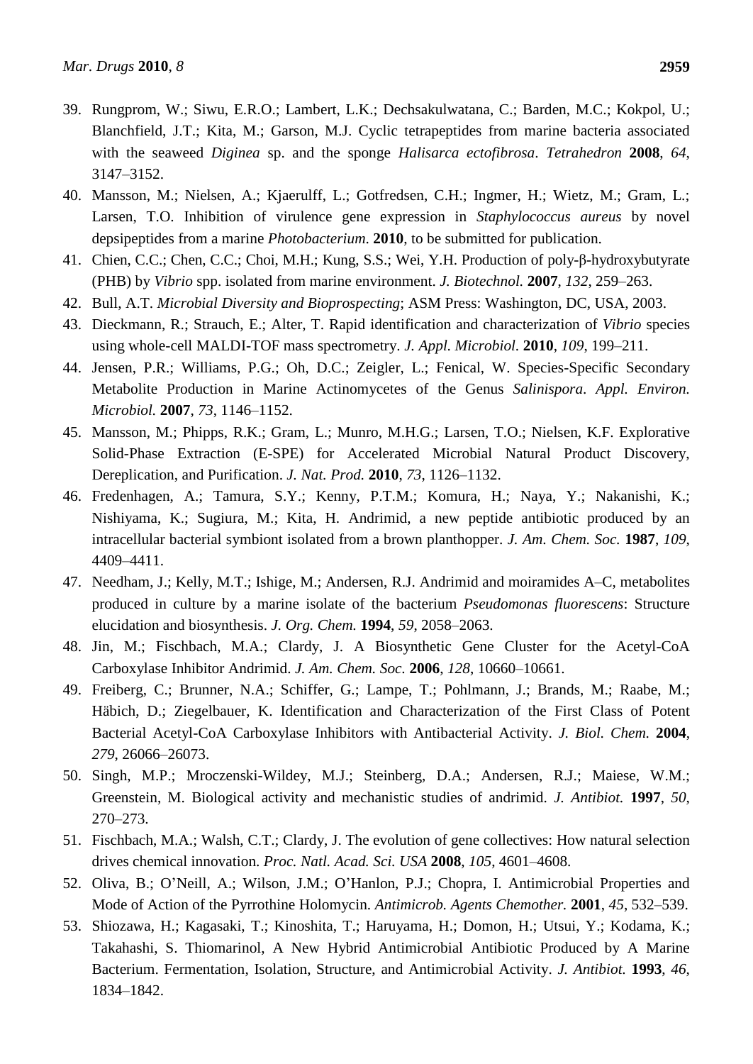39. Rungprom, W.; Siwu, E.R.O.; Lambert, L.K.; Dechsakulwatana, C.; Barden, M.C.; Kokpol, U.; Blanchfield, J.T.; Kita, M.; Garson, M.J. Cyclic tetrapeptides from marine bacteria associated with the seaweed *Diginea* sp. and the sponge *Halisarca ectofibrosa*. *Tetrahedron* **2008**, *64*, 3147–3152.
40. Mansson, M.; Nielsen, A.; Kjaerulff, L.; Gotfredsen, C.H.; Ingmer, H.; Wietz, M.; Gram, L.; Larsen, T.O. Inhibition of virulence gene expression in *Staphylococcus aureus* by novel depsipeptides from a marine *Photobacterium*. **2010**, to be submitted for publication.
41. Chien, C.C.; Chen, C.C.; Choi, M.H.; Kung, S.S.; Wei, Y.H. Production of poly-β-hydroxybutyrate (PHB) by *Vibrio* spp. isolated from marine environment. *J. Biotechnol.* **2007**, *132*, 259–263.
42. Bull, A.T. *Microbial Diversity and Bioprospecting*; ASM Press: Washington, DC, USA, 2003.
43. Dieckmann, R.; Strauch, E.; Alter, T. Rapid identification and characterization of *Vibrio* species using whole-cell MALDI-TOF mass spectrometry. *J. Appl. Microbiol.* **2010**, *109*, 199–211.
44. Jensen, P.R.; Williams, P.G.; Oh, D.C.; Zeigler, L.; Fenical, W. Species-Specific Secondary Metabolite Production in Marine Actinomycetes of the Genus *Salinispora*. *Appl. Environ. Microbiol.* **2007**, *73*, 1146–1152.
45. Mansson, M.; Phipps, R.K.; Gram, L.; Munro, M.H.G.; Larsen, T.O.; Nielsen, K.F. Explorative Solid-Phase Extraction (E-SPE) for Accelerated Microbial Natural Product Discovery, Dereplication, and Purification. *J. Nat. Prod.* **2010**, *73*, 1126–1132.
46. Fredenhagen, A.; Tamura, S.Y.; Kenny, P.T.M.; Komura, H.; Naya, Y.; Nakanishi, K.; Nishiyama, K.; Sugiura, M.; Kita, H. Andrimid, a new peptide antibiotic produced by an intracellular bacterial symbiont isolated from a brown planthopper. *J. Am. Chem. Soc.* **1987**, *109*, 4409–4411.
47. Needham, J.; Kelly, M.T.; Ishige, M.; Andersen, R.J. Andrimid and moiramides A–C, metabolites produced in culture by a marine isolate of the bacterium *Pseudomonas fluorescens*: Structure elucidation and biosynthesis. *J. Org. Chem.* **1994**, *59*, 2058–2063.
48. Jin, M.; Fischbach, M.A.; Clardy, J. A Biosynthetic Gene Cluster for the Acetyl-CoA Carboxylase Inhibitor Andrimid. *J. Am. Chem. Soc.* **2006**, *128*, 10660–10661.
49. Freiberg, C.; Brunner, N.A.; Schiffer, G.; Lampe, T.; Pohlmann, J.; Brands, M.; Raabe, M.; Häbich, D.; Ziegelbauer, K. Identification and Characterization of the First Class of Potent Bacterial Acetyl-CoA Carboxylase Inhibitors with Antibacterial Activity. *J. Biol. Chem.* **2004**, *279*, 26066–26073.
50. Singh, M.P.; Mroczenski-Wildey, M.J.; Steinberg, D.A.; Andersen, R.J.; Maiese, W.M.; Greenstein, M. Biological activity and mechanistic studies of andrimid. *J. Antibiot.* **1997**, *50*, 270–273.
51. Fischbach, M.A.; Walsh, C.T.; Clardy, J. The evolution of gene collectives: How natural selection drives chemical innovation. *Proc. Natl. Acad. Sci. USA* **2008**, *105*, 4601–4608.
52. Oliva, B.; O'Neill, A.; Wilson, J.M.; O'Hanlon, P.J.; Chopra, I. Antimicrobial Properties and Mode of Action of the Pyrrothine Holomycin. *Antimicrob. Agents Chemother.* **2001**, *45*, 532–539.
53. Shiozawa, H.; Kagasaki, T.; Kinoshita, T.; Haruyama, H.; Domon, H.; Utsui, Y.; Kodama, K.; Takahashi, S. Thiomarinol, A New Hybrid Antimicrobial Antibiotic Produced by A Marine Bacterium. Fermentation, Isolation, Structure, and Antimicrobial Activity. *J. Antibiot.* **1993**, *46*, 1834–1842.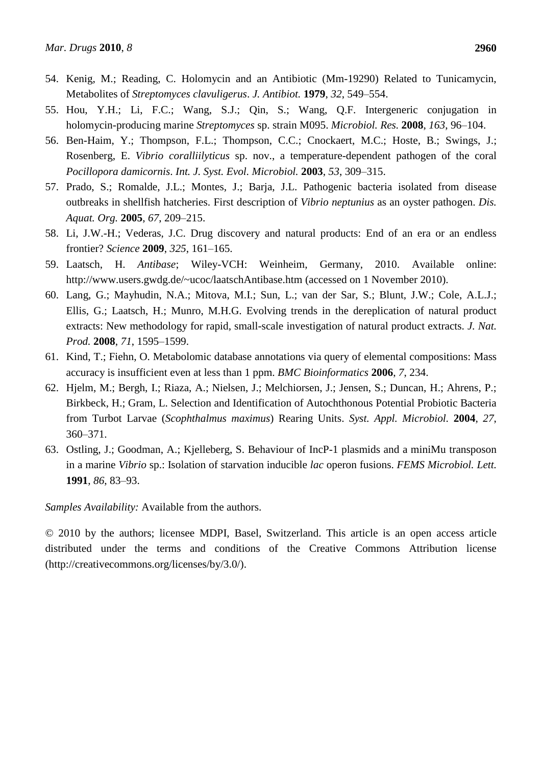54. Kenig, M.; Reading, C. Holomycin and an Antibiotic (Mm-19290) Related to Tunicamycin, Metabolites of *Streptomyces clavuligerus*. *J. Antibiot.* **1979**, *32*, 549–554.
55. Hou, Y.H.; Li, F.C.; Wang, S.J.; Qin, S.; Wang, Q.F. Intergeneric conjugation in holomycin-producing marine *Streptomyces* sp. strain M095. *Microbiol. Res.* **2008**, *163*, 96–104.
56. Ben-Haim, Y.; Thompson, F.L.; Thompson, C.C.; Cnockaert, M.C.; Hoste, B.; Swings, J.; Rosenberg, E. *Vibrio coralliilyticus* sp. nov., a temperature-dependent pathogen of the coral *Pocillopora damicornis*. *Int. J. Syst. Evol. Microbiol.* **2003**, *53*, 309–315.
57. Prado, S.; Romalde, J.L.; Montes, J.; Barja, J.L. Pathogenic bacteria isolated from disease outbreaks in shellfish hatcheries. First description of *Vibrio neptunius* as an oyster pathogen. *Dis. Aquat. Org.* **2005**, *67*, 209–215.
58. Li, J.W.-H.; Vederas, J.C. Drug discovery and natural products: End of an era or an endless frontier? *Science* **2009**, *325*, 161–165.
59. Laatsch, H. *Antibase*; Wiley-VCH: Weinheim, Germany, 2010. Available online: http://www.users.gwdg.de/~ucoc/laatschAntibase.htm (accessed on 1 November 2010).
60. Lang, G.; Mayhudin, N.A.; Mitova, M.I.; Sun, L.; van der Sar, S.; Blunt, J.W.; Cole, A.L.J.; Ellis, G.; Laatsch, H.; Munro, M.H.G. Evolving trends in the dereplication of natural product extracts: New methodology for rapid, small-scale investigation of natural product extracts. *J. Nat. Prod.* **2008**, *71*, 1595–1599.
61. Kind, T.; Fiehn, O. Metabolomic database annotations via query of elemental compositions: Mass accuracy is insufficient even at less than 1 ppm. *BMC Bioinformatics* **2006**, *7*, 234.
62. Hjelm, M.; Bergh, I.; Riaza, A.; Nielsen, J.; Melchiorsen, J.; Jensen, S.; Duncan, H.; Ahrens, P.; Birkbeck, H.; Gram, L. Selection and Identification of Autochthonous Potential Probiotic Bacteria from Turbot Larvae (*Scophthalmus maximus*) Rearing Units. *Syst. Appl. Microbiol.* **2004**, *27*, 360–371.
63. Ostling, J.; Goodman, A.; Kjelleberg, S. Behaviour of IncP-1 plasmids and a miniMu transposon in a marine *Vibrio* sp.: Isolation of starvation inducible *lac* operon fusions. *FEMS Microbiol. Lett.* **1991**, *86*, 83–93.

*Samples Availability:* Available from the authors.

© 2010 by the authors; licensee MDPI, Basel, Switzerland. This article is an open access article distributed under the terms and conditions of the Creative Commons Attribution license (http://creativecommons.org/licenses/by/3.0/).